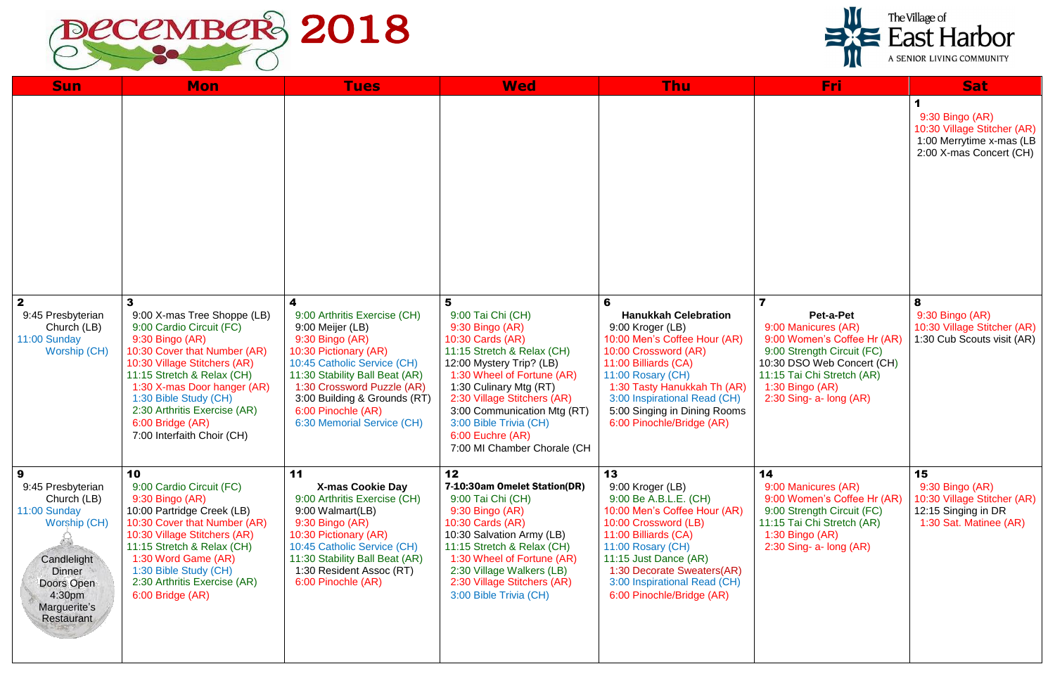# DECEMBER 2018

The Village of East Harbor
A SENIOR LIVING COMMUNITY

| Sun | Mon | Tues | Wed | Thu | Fri | Sat |
|---|---|---|---|---|---|---|
| | | | | | | **1**<br>9:30 Bingo (AR)<br>10:30 Village Stitcher (AR)<br>1:00 Merrytime x-mas (LB<br>2:00 X-mas Concert (CH) |
| **2**<br>9:45 Presbyterian Church (LB)<br>11:00 Sunday Worship (CH) | **3**<br>9:00 X-mas Tree Shoppe (LB)<br>9:00 Cardio Circuit (FC)<br>9:30 Bingo (AR)<br>10:30 Cover that Number (AR)<br>10:30 Village Stitchers (AR)<br>11:15 Stretch & Relax (CH)<br>1:30 X-mas Door hanger (AR)<br>1:30 Bible Study (CH)<br>2:30 Arthritis Exercise (AR)<br>6:00 Bridge (AR)<br>7:00 Interfaith Choir (CH) | **4**<br>9:00 Arthritis Exercise (CH)<br>9:00 Meijer (LB)<br>9:30 Bingo (AR)<br>10:30 Pictionary (AR)<br>10:45 Catholic Service (CH)<br>11:30 Stability Ball Beat (AR)<br>1:30 Crossword Puzzle (AR)<br>3:00 Building & Grounds (RT)<br>6:00 Pinochle (AR)<br>6:30 Memorial Service (CH) | **5**<br>9:00 Tai Chi (CH)<br>9:30 Bingo (AR)<br>10:30 Cards (AR)<br>11:15 Stretch & Relax (CH)<br>12:00 Mystery Trip? (LB)<br>1:30 Wheel of Fortune (AR)<br>1:30 Culinary Mtg (RT)<br>2:30 Village Stitchers (AR)<br>3:00 Communication Mtg (RT)<br>3:00 Bible Trivia (CH)<br>6:00 Euchre (AR)<br>7:00 MI Chamber Chorale (CH | **6**<br>**Hanukkah Celebration**<br>9:00 Kroger (LB)<br>10:00 Men's Coffee Hour (AR)<br>10:00 Crossword (AR)<br>11:00 Billiards (CA)<br>11:00 Rosary (CH)<br>1:30 Tasty Hanukkah Th (AR)<br>3:00 Inspirational Read (CH)<br>5:00 Singing in Dining Rooms<br>6:00 Pinochle/Bridge (AR) | **7**<br>**Pet-a-Pet**<br>9:00 Manicures (AR)<br>9:00 Women's Coffee Hr (AR)<br>9:00 Strength Circuit (FC)<br>10:30 DSO Web Concert (CH)<br>11:15 Tai Chi Stretch (AR)<br>1:30 Bingo (AR)<br>2:30 Sing- a- long (AR) | **8**<br>9:30 Bingo (AR)<br>10:30 Village Stitcher (AR)<br>1:30 Cub Scouts visit (AR) |
| **9**<br>9:45 Presbyterian Church (LB)<br>11:00 Sunday Worship (CH)<br>Candlelight Dinner<br>Doors Open 4:30pm<br>Marguerite's Restaurant | **10**<br>9:00 Cardio Circuit (FC)<br>9:30 Bingo (AR)<br>10:00 Partridge Creek (LB)<br>10:30 Cover that Number (AR)<br>10:30 Village Stitchers (AR)<br>11:15 Stretch & Relax (CH)<br>1:30 Word Game (AR)<br>1:30 Bible Study (CH)<br>2:30 Arthritis Exercise (AR)<br>6:00 Bridge (AR) | **11**<br>**X-mas Cookie Day**<br>9:00 Arthritis Exercise (CH)<br>9:00 Walmart(LB)<br>9:30 Bingo (AR)<br>10:30 Pictionary (AR)<br>10:45 Catholic Service (CH)<br>11:30 Stability Ball Beat (AR)<br>1:30 Resident Assoc (RT)<br>6:00 Pinochle (AR) | **12**<br>**7-10:30am Omelet Station(DR)**<br>9:00 Tai Chi (CH)<br>9:30 Bingo (AR)<br>10:30 Cards (AR)<br>10:30 Salvation Army (LB)<br>11:15 Stretch & Relax (CH)<br>1:30 Wheel of Fortune (AR)<br>2:30 Village Walkers (LB)<br>2:30 Village Stitchers (AR)<br>3:00 Bible Trivia (CH) | **13**<br>9:00 Kroger (LB)<br>9:00 Be A.B.L.E. (CH)<br>10:00 Men's Coffee Hour (AR)<br>10:00 Crossword (LB)<br>11:00 Billiards (CA)<br>11:00 Rosary (CH)<br>11:15 Just Dance (AR)<br>1:30 Decorate Sweaters(AR)<br>3:00 Inspirational Read (CH)<br>6:00 Pinochle/Bridge (AR) | **14**<br>9:00 Manicures (AR)<br>9:00 Women's Coffee Hr (AR)<br>9:00 Strength Circuit (FC)<br>11:15 Tai Chi Stretch (AR)<br>1:30 Bingo (AR)<br>2:30 Sing- a- long (AR) | **15**<br>9:30 Bingo (AR)<br>10:30 Village Stitcher (AR)<br>12:15 Singing in DR<br>1:30 Sat. Matinee (AR) |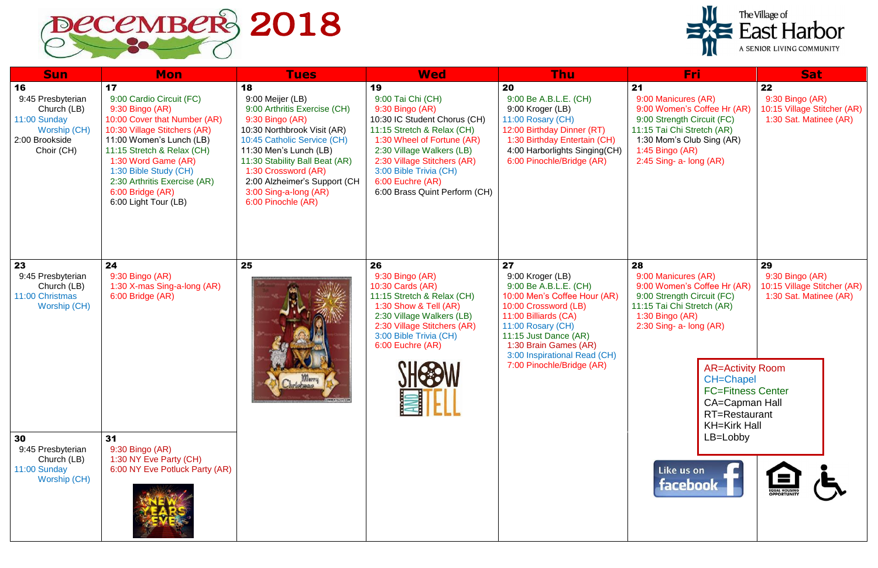# December 2018

The Village of East Harbor
A SENIOR LIVING COMMUNITY

| Sun | Mon | Tues | Wed | Thu | Fri | Sat |
|---|---|---|---|---|---|---|
| **16**<br>9:45 Presbyterian Church (LB)<br>11:00 Sunday Worship (CH)<br>2:00 Brookside Choir (CH) | **17**<br>9:00 Cardio Circuit (FC)<br>9:30 Bingo (AR)<br>10:00 Cover that Number (AR)<br>10:30 Village Stitchers (AR)<br>11:00 Women's Lunch (LB)<br>11:15 Stretch & Relax (CH)<br>1:30 Word Game (AR)<br>1:30 Bible Study (CH)<br>2:30 Arthritis Exercise (AR)<br>6:00 Bridge (AR)<br>6:00 Light Tour (LB) | **18**<br>9:00 Meijer (LB)<br>9:00 Arthritis Exercise (CH)<br>9:30 Bingo (AR)<br>10:30 Northbrook Visit (AR)<br>10:45 Catholic Service (CH)<br>11:30 Men's Lunch (LB)<br>11:30 Stability Ball Beat (AR)<br>1:30 Crossword (AR)<br>2:00 Alzheimer's Support (CH<br>3:00 Sing-a-long (AR)<br>6:00 Pinochle (AR) | **19**<br>9:00 Tai Chi (CH)<br>9:30 Bingo (AR)<br>10:30 IC Student Chorus (CH)<br>11:15 Stretch & Relax (CH)<br>1:30 Wheel of Fortune (AR)<br>2:30 Village Walkers (LB)<br>2:30 Village Stitchers (AR)<br>3:00 Bible Trivia (CH)<br>6:00 Euchre (AR)<br>6:00 Brass Quint Perform (CH) | **20**<br>9:00 Be A.B.L.E. (CH)<br>9:00 Kroger (LB)<br>11:00 Rosary (CH)<br>12:00 Birthday Dinner (RT)<br>1:30 Birthday Entertain (CH)<br>4:00 Harborlights Singing(CH)<br>6:00 Pinochle/Bridge (AR) | **21**<br>9:00 Manicures (AR)<br>9:00 Women's Coffee Hr (AR)<br>9:00 Strength Circuit (FC)<br>11:15 Tai Chi Stretch (AR)<br>1:30 Mom's Club Sing (AR)<br>1:45 Bingo (AR)<br>2:45 Sing- a- long (AR) | **22**<br>9:30 Bingo (AR)<br>10:15 Village Stitcher (AR)<br>1:30 Sat. Matinee (AR) |
| **23**<br>9:45 Presbyterian Church (LB)<br>11:00 Christmas Worship (CH) | **24**<br>9:30 Bingo (AR)<br>1:30 X-mas Sing-a-long (AR)<br>6:00 Bridge (AR) | **25**<br>Merry Christmas | **26**<br>9:30 Bingo (AR)<br>10:30 Cards (AR)<br>11:15 Stretch & Relax (CH)<br>1:30 Show & Tell (AR)<br>2:30 Village Walkers (LB)<br>2:30 Village Stitchers (AR)<br>3:00 Bible Trivia (CH)<br>6:00 Euchre (AR)<br>SHOW AND TELL | **27**<br>9:00 Kroger (LB)<br>9:00 Be A.B.L.E. (CH)<br>10:00 Men's Coffee Hour (AR)<br>10:00 Crossword (LB)<br>11:00 Billiards (CA)<br>11:00 Rosary (CH)<br>11:15 Just Dance (AR)<br>1:30 Brain Games (AR)<br>3:00 Inspirational Read (CH)<br>7:00 Pinochle/Bridge (AR) | **28**<br>9:00 Manicures (AR)<br>9:00 Women's Coffee Hr (AR)<br>9:00 Strength Circuit (FC)<br>11:15 Tai Chi Stretch (AR)<br>1:30 Bingo (AR)<br>2:30 Sing- a- long (AR) | **29**<br>9:30 Bingo (AR)<br>10:15 Village Stitcher (AR)<br>1:30 Sat. Matinee (AR) |
| **30**<br>9:45 Presbyterian Church (LB)<br>11:00 Sunday Worship (CH) | **31**<br>9:30 Bingo (AR)<br>1:30 NY Eve Party (CH)<br>6:00 NY Eve Potluck Party (AR)<br>NEW YEARS EVE | | | | | |

AR=Activity Room
CH=Chapel
FC=Fitness Center
CA=Capman Hall
RT=Restaurant
KH=Kirk Hall
LB=Lobby

Like us on facebook

EQUAL HOUSING OPPORTUNITY